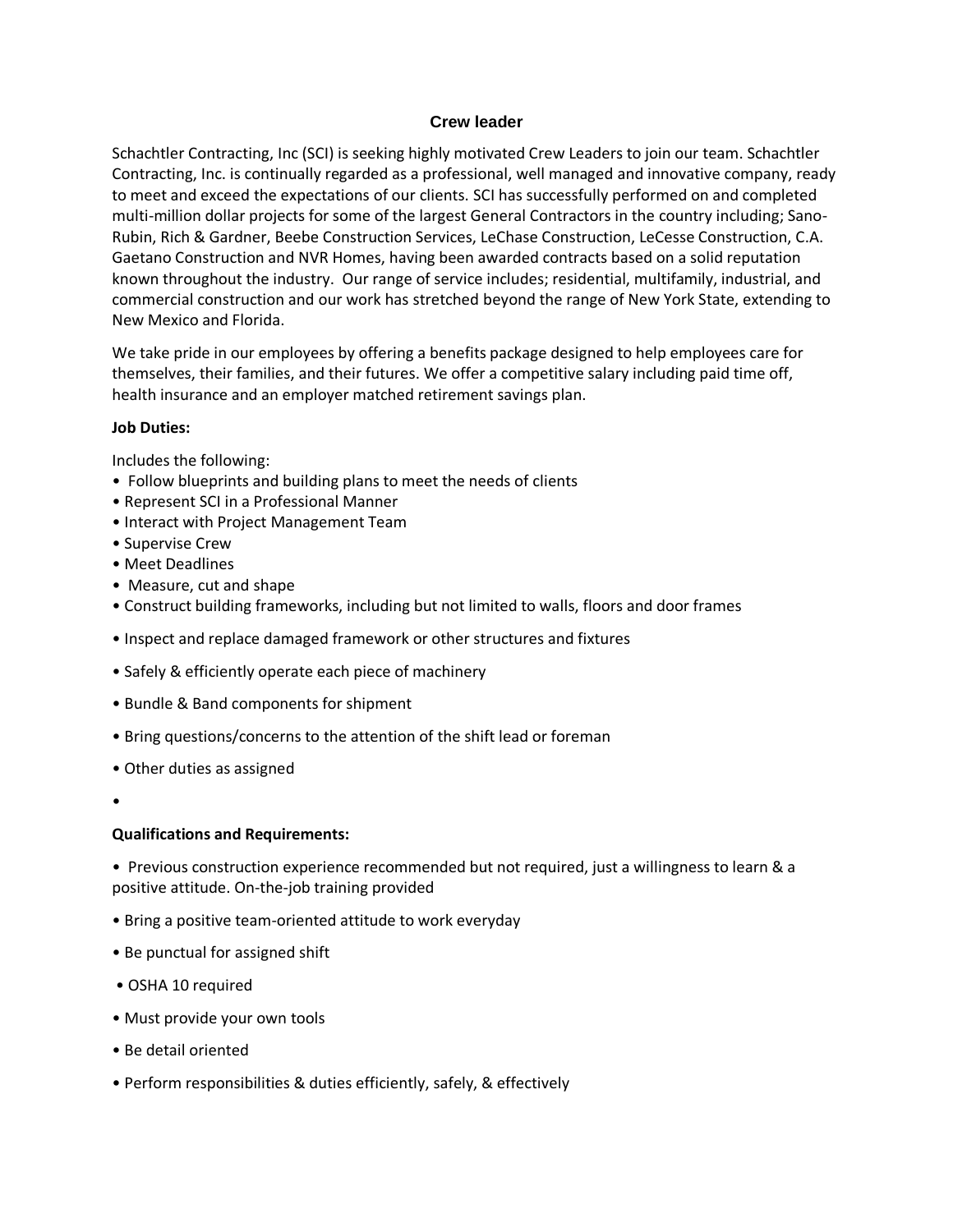# Crew leader

Schachtler Contracting, Inc (SCI) is seeking highly motivated Crew Leaders to join our team. Schachtler Contracting, Inc. is continually regarded as a professional, well managed and innovative company, ready to meet and exceed the expectations of our clients. SCI has successfully performed on and completed multi-million dollar projects for some of the largest General Contractors in the country including; Sano-Rubin, Rich & Gardner, Beebe Construction Services, LeChase Construction, LeCesse Construction, C.A. Gaetano Construction and NVR Homes, having been awarded contracts based on a solid reputation known throughout the industry. Our range of service includes; residential, multifamily, industrial, and commercial construction and our work has stretched beyond the range of New York State, extending to New Mexico and Florida.

We take pride in our employees by offering a benefits package designed to help employees care for themselves, their families, and their futures. We offer a competitive salary including paid time off, health insurance and an employer matched retirement savings plan.

**Job Duties:**

Includes the following:

- Follow blueprints and building plans to meet the needs of clients
- Represent SCI in a Professional Manner
- Interact with Project Management Team
- Supervise Crew
- Meet Deadlines
- Measure, cut and shape
- Construct building frameworks, including but not limited to walls, floors and door frames
- Inspect and replace damaged framework or other structures and fixtures
- Safely & efficiently operate each piece of machinery
- Bundle & Band components for shipment
- Bring questions/concerns to the attention of the shift lead or foreman
- Other duties as assigned

**Qualifications and Requirements:**

- Previous construction experience recommended but not required, just a willingness to learn & a positive attitude. On-the-job training provided
- Bring a positive team-oriented attitude to work everyday
- Be punctual for assigned shift
- OSHA 10 required
- Must provide your own tools
- Be detail oriented
- Perform responsibilities & duties efficiently, safely, & effectively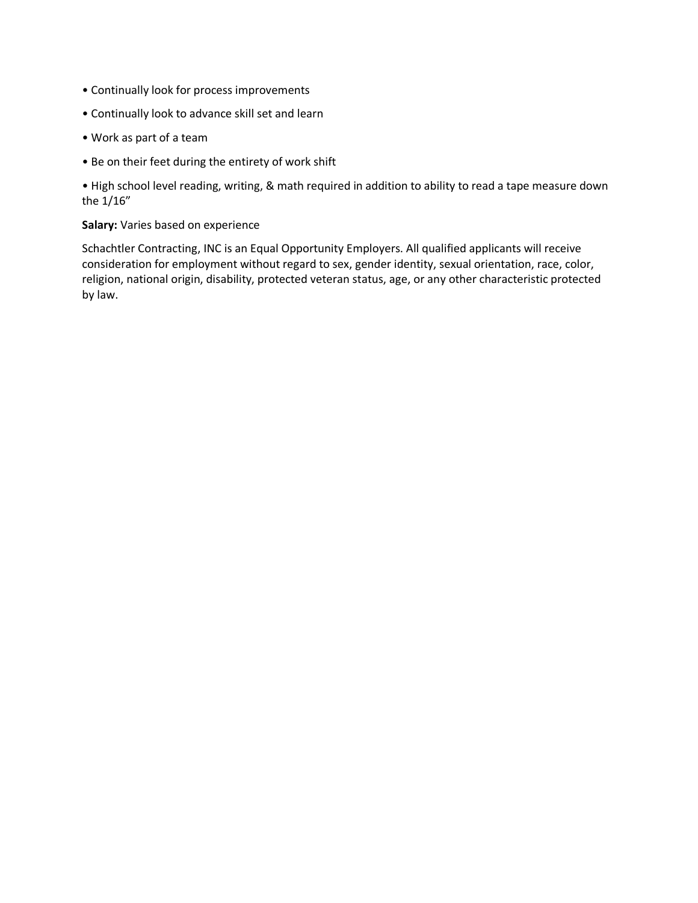- Continually look for process improvements
- Continually look to advance skill set and learn
- Work as part of a team
- Be on their feet during the entirety of work shift
- High school level reading, writing, & math required in addition to ability to read a tape measure down the 1/16"

**Salary:** Varies based on experience

Schachtler Contracting, INC is an Equal Opportunity Employers. All qualified applicants will receive consideration for employment without regard to sex, gender identity, sexual orientation, race, color, religion, national origin, disability, protected veteran status, age, or any other characteristic protected by law.